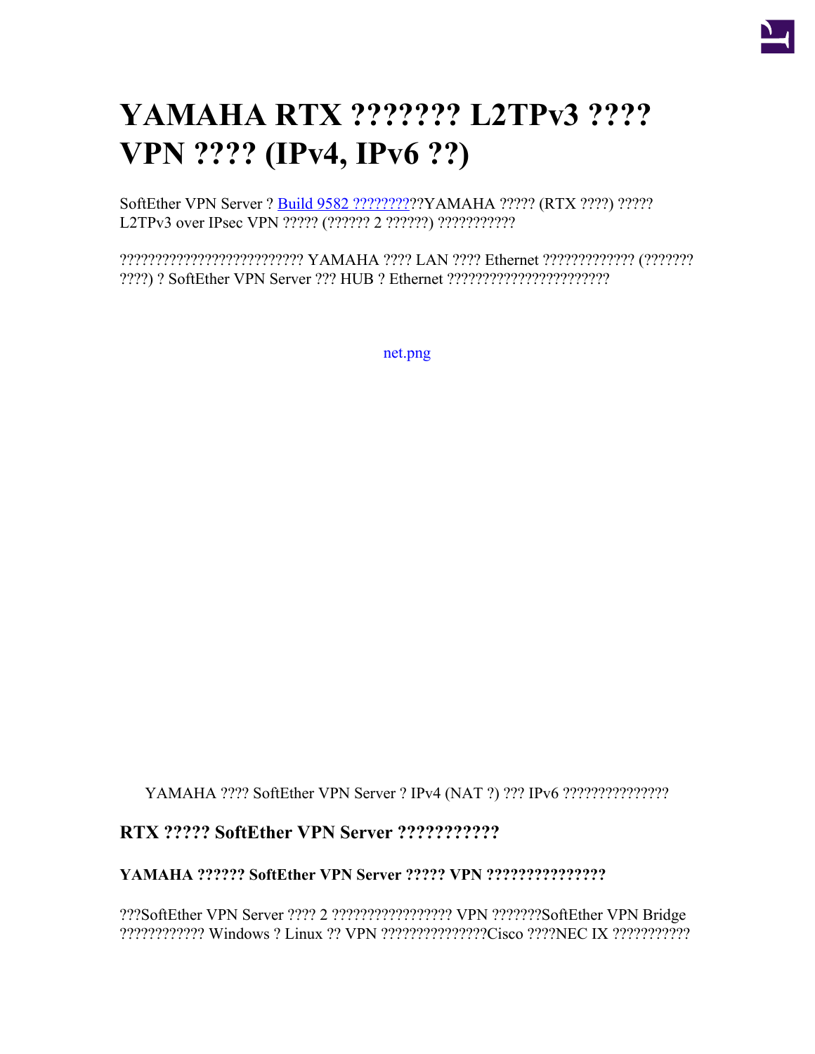# YAMAHA RTX ??????? L2TPv3 ???? VPN ???? (IPv4, IPv6 ??)

SoftEther VPN Server ? Build 9582 ????????????YAMAHA ????? (RTX ????) ????? L2TPv3 over IPsec VPN ????? (?????? 2 ??????) ???????????

????????????????????????? YAMAHA ???? LAN ???? Ethernet ????????????? (??????? ????) ? SoftEther VPN Server ??? HUB ? Ethernet ??????????????????????

net.png

YAMAHA ???? SoftEther VPN Server ? IPv4 (NAT ?) ??? IPv6 ???????????????

## RTX ????? SoftEther VPN Server ???????????

### YAMAHA ?????? SoftEther VPN Server ????? VPN ???????????????

???SoftEther VPN Server ???? 2 ????????????????? VPN ???????SoftEther VPN Bridge ???????????? Windows ? Linux ?? VPN ???????????????Cisco ????NEC IX ???????????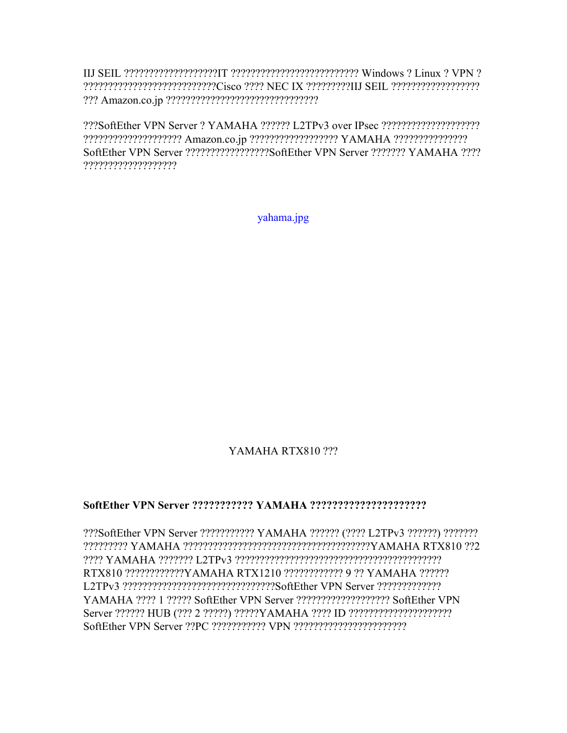IIJ SEIL ???????????????????IT ????????????????????????? Windows ? Linux ? VPN ? ??????????????????????????Cisco ???? NEC IX ?????????IIJ SEIL ????????????????? ??? Amazon.co.jp ??????????????????????????????

???SoftEther VPN Server ? YAMAHA ?????? L2TPv3 over IPsec ??????????????????? ??????????????????? Amazon.co.jp ?????????????????? YAMAHA ??????????????? SoftEther VPN Server ????????????????SoftEther VPN Server ??????? YAMAHA ???? ??????????????????

yahama.jpg

YAMAHA RTX810 ???

**SoftEther VPN Server ??????????? YAMAHA ????????????????????**

???SoftEther VPN Server ??????????? YAMAHA ?????? (???? L2TPv3 ??????) ??????? ????????? YAMAHA ?????????????????????????????????????YAMAHA RTX810 ??2 ???? YAMAHA ??????? L2TPv3 ????????????????????????????????????????? RTX810 ????????????YAMAHA RTX1210 ???????????? 9 ?? YAMAHA ?????? L2TPv3 ??????????????????????????????SoftEther VPN Server ????????????? YAMAHA ???? 1 ????? SoftEther VPN Server ?????????????????? SoftEther VPN Server ?????? HUB (??? 2 ?????) ?????YAMAHA ???? ID ???????????????????? SoftEther VPN Server ??PC ??????????? VPN ??????????????????????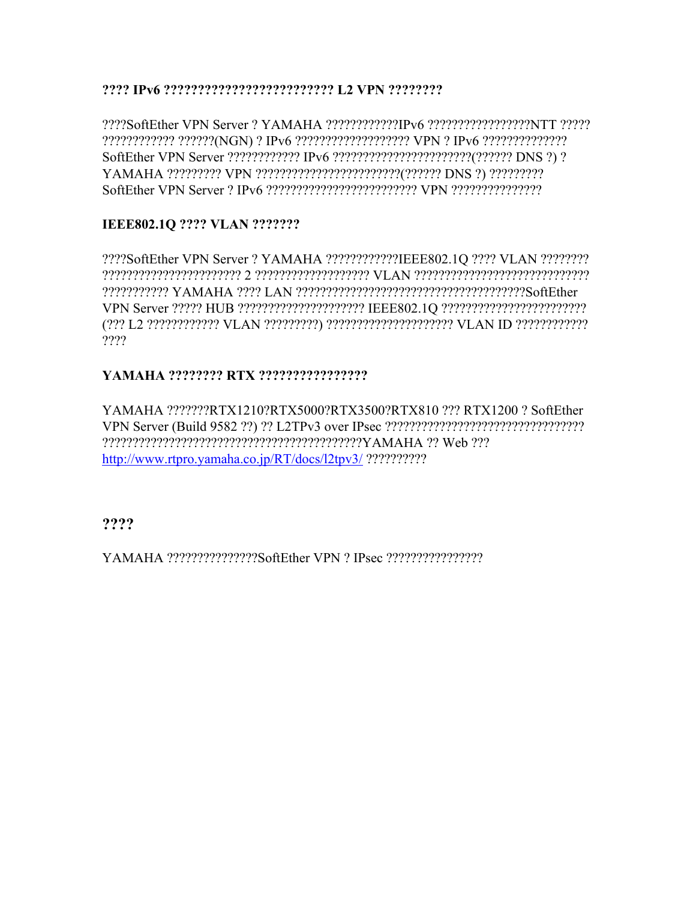**???? IPv6 ????????????????????????? L2 VPN ????????**

????SoftEther VPN Server ? YAMAHA ????????????IPv6 ?????????????????NTT ????? ???????????? ??????(NGN) ? IPv6 ??????????????????? VPN ? IPv6 ?????????????? SoftEther VPN Server ???????????? IPv6 ??????????????????????(?????? DNS ?) ? YAMAHA ????????? VPN ???????????????????????(?????? DNS ?) ????????? SoftEther VPN Server ? IPv6 ????????????????????????? VPN ???????????????

**IEEE802.1Q ???? VLAN ???????**

????SoftEther VPN Server ? YAMAHA ????????????IEEE802.1Q ???? VLAN ???????? ??????????????????????? 2 ??????????????????? VLAN ???????????????????????????? ??????????? YAMAHA ???? LAN ?????????????????????????????????????SoftEther VPN Server ????? HUB ????????????????????? IEEE802.1Q ???????????????????????? (??? L2 ???????????? VLAN ?????????) ????????????????????? VLAN ID ???????????? ????

**YAMAHA ???????? RTX ????????????????**

YAMAHA ???????RTX1210?RTX5000?RTX3500?RTX810 ??? RTX1200 ? SoftEther VPN Server (Build 9582 ??) ?? L2TPv3 over IPsec ????????????????????????????????? ?????????????????????????????????????????YAMAHA ?? Web ??? http://www.rtpro.yamaha.co.jp/RT/docs/l2tpv3/ ??????????

## ????

YAMAHA ???????????????SoftEther VPN ? IPsec ????????????????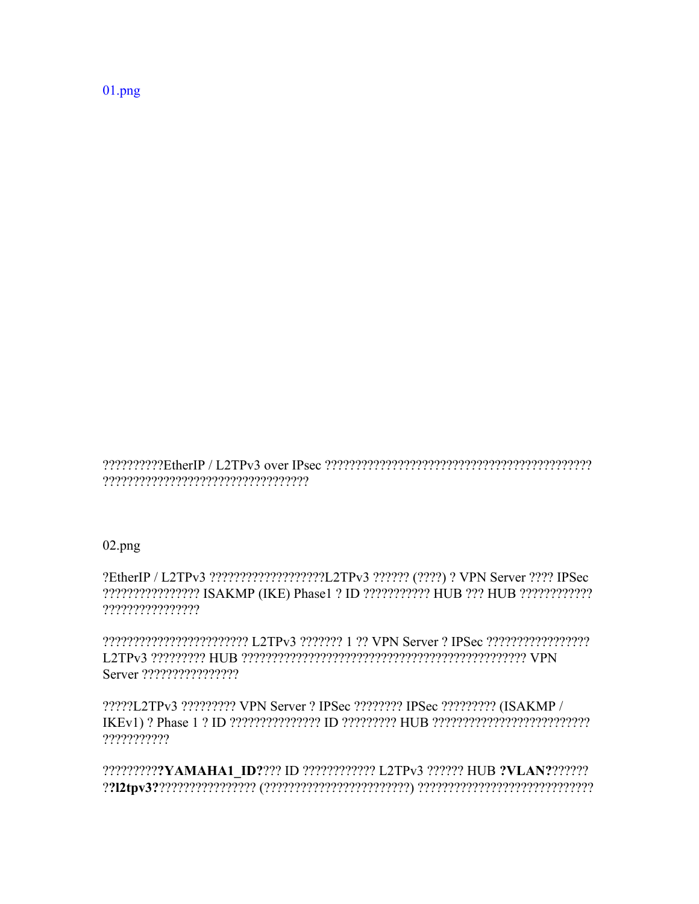01.png

??????????EtherIP / L2TPv3 over IPsec ??????????????????????????????????????????????????????????????????????????????

02.png

?EtherIP / L2TPv3 ??????????????????L2TPv3 ?????? (????) ? VPN Server ???? IPSec ???????????????? ISAKMP (IKE) Phase1 ? ID ??????????? HUB ??? HUB ????????????????????????????

???????????????????????? L2TPv3 ??????? 1 ?? VPN Server ? IPSec ????????????????? L2TPv3 ????????? HUB ?????????????????????????????????????????????? VPN Server ????????????????

?????L2TPv3 ????????? VPN Server ? IPSec ???????? IPSec ????????? (ISAKMP / IKEv1) ? Phase 1 ? ID ??????????????? ID ????????? HUB ?????????????????????????????????????

??????????**YAMAHA1_ID?**??? ID ???????????? L2TPv3 ?????? HUB **?VLAN?**?????? ??**l2tpv3?**???????????????? (????????????????????????) ????????????????????????????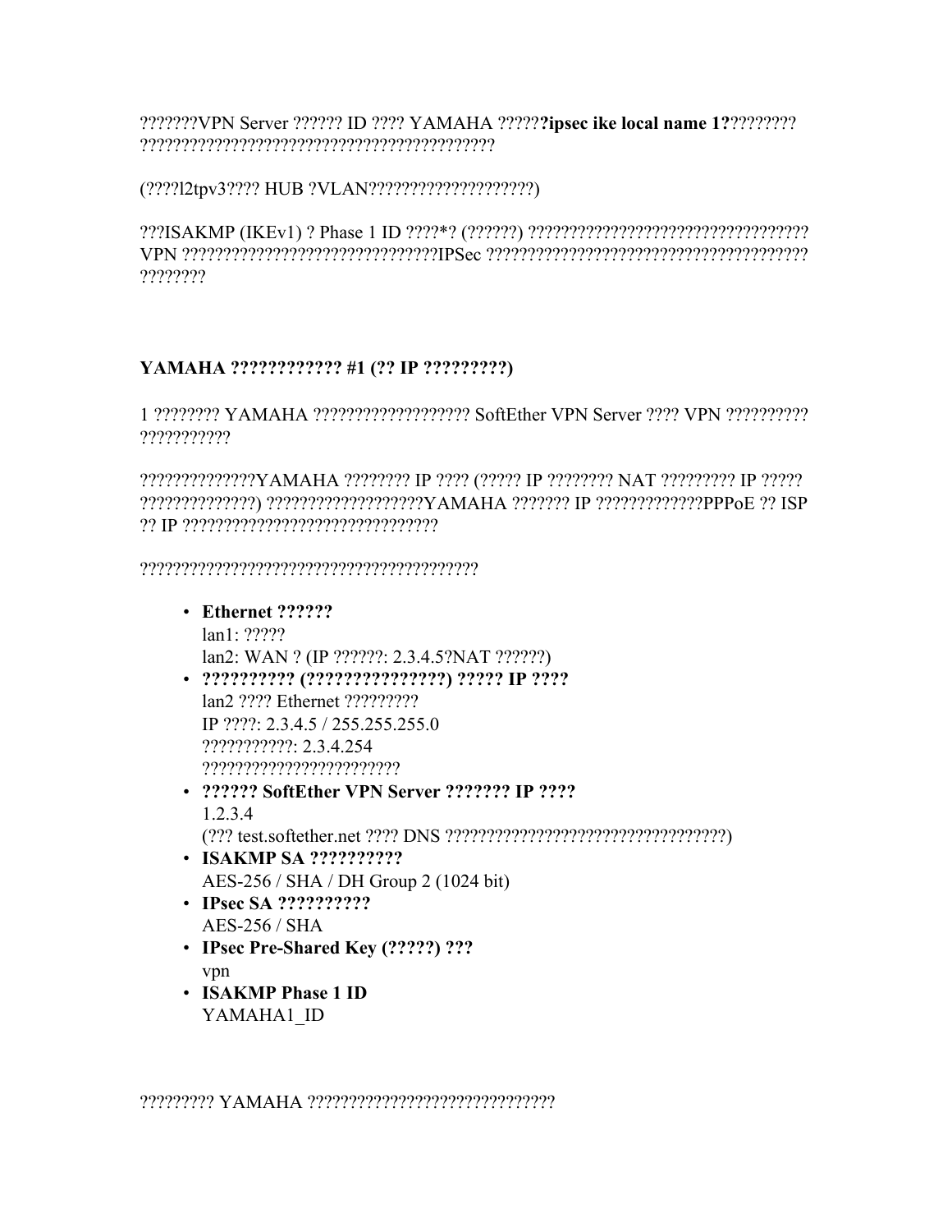???????VPN Server ?????? ID ???? YAMAHA ??????**?ipsec ike local name 1?**????????
?????????????????????????????????????????????

(????l2tpv3???? HUB ?VLAN????????????????????)

???ISAKMP (IKEv1) ? Phase 1 ID ????*? (??????) ??????????????????????????????????
VPN ???????????????????????????????IPSec ???????????????????????????????????????
????????

### YAMAHA ???????????? #1 (?? IP ?????????)

1 ???????? YAMAHA ??????????????????? SoftEther VPN Server ???? VPN ??????????
???????????

??????????????YAMAHA ???????? IP ???? (????? IP ???????? NAT ????????? IP ?????
??????????????) ???????????????????YAMAHA ??????? IP ?????????????PPPoE ?? ISP
?? IP ???????????????????????????????

????????????????????????????????????????

- **Ethernet ??????**
  lan1: ?????
  lan2: WAN ? (IP ??????: 2.3.4.5?NAT ??????)
- **?????????? (???????????????) ????? IP ????**
  lan2 ???? Ethernet ?????????
  IP ????: 2.3.4.5 / 255.255.255.0
  ???????????: 2.3.4.254
  ????????????????????????
- **?????? SoftEther VPN Server ??????? IP ????**
  1.2.3.4
  (??? test.softether.net ???? DNS ?????????????????????????????????)
- **ISAKMP SA ??????????**
  AES-256 / SHA / DH Group 2 (1024 bit)
- **IPsec SA ??????????**
  AES-256 / SHA
- **IPsec Pre-Shared Key (?????) ???**
  vpn
- **ISAKMP Phase 1 ID**
  YAMAHA1_ID

????????? YAMAHA ??????????????????????????????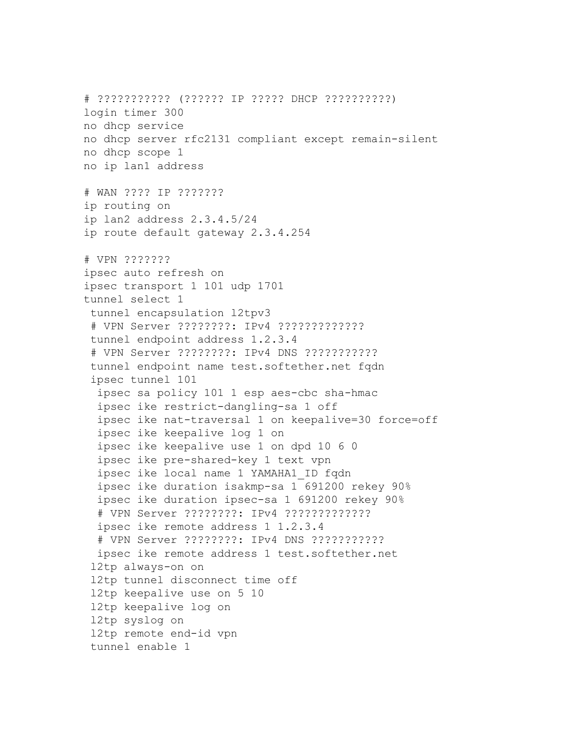```
# ??????????? (?????? IP ????? DHCP ??????????)
login timer 300
no dhcp service
no dhcp server rfc2131 compliant except remain-silent
no dhcp scope 1
no ip lan1 address

# WAN ???? IP ???????
ip routing on
ip lan2 address 2.3.4.5/24
ip route default gateway 2.3.4.254

# VPN ???????
ipsec auto refresh on
ipsec transport 1 101 udp 1701
tunnel select 1
 tunnel encapsulation l2tpv3
 # VPN Server ????????: IPv4 ?????????????
 tunnel endpoint address 1.2.3.4
 # VPN Server ????????: IPv4 DNS ???????????
 tunnel endpoint name test.softether.net fqdn
 ipsec tunnel 101
  ipsec sa policy 101 1 esp aes-cbc sha-hmac
  ipsec ike restrict-dangling-sa 1 off
  ipsec ike nat-traversal 1 on keepalive=30 force=off
  ipsec ike keepalive log 1 on
  ipsec ike keepalive use 1 on dpd 10 6 0
  ipsec ike pre-shared-key 1 text vpn
  ipsec ike local name 1 YAMAHA1_ID fqdn
  ipsec ike duration isakmp-sa 1 691200 rekey 90%
  ipsec ike duration ipsec-sa 1 691200 rekey 90%
  # VPN Server ????????: IPv4 ?????????????
  ipsec ike remote address 1 1.2.3.4
  # VPN Server ????????: IPv4 DNS ???????????
  ipsec ike remote address 1 test.softether.net
 l2tp always-on on
 l2tp tunnel disconnect time off
 l2tp keepalive use on 5 10
 l2tp keepalive log on
 l2tp syslog on
 l2tp remote end-id vpn
 tunnel enable 1
```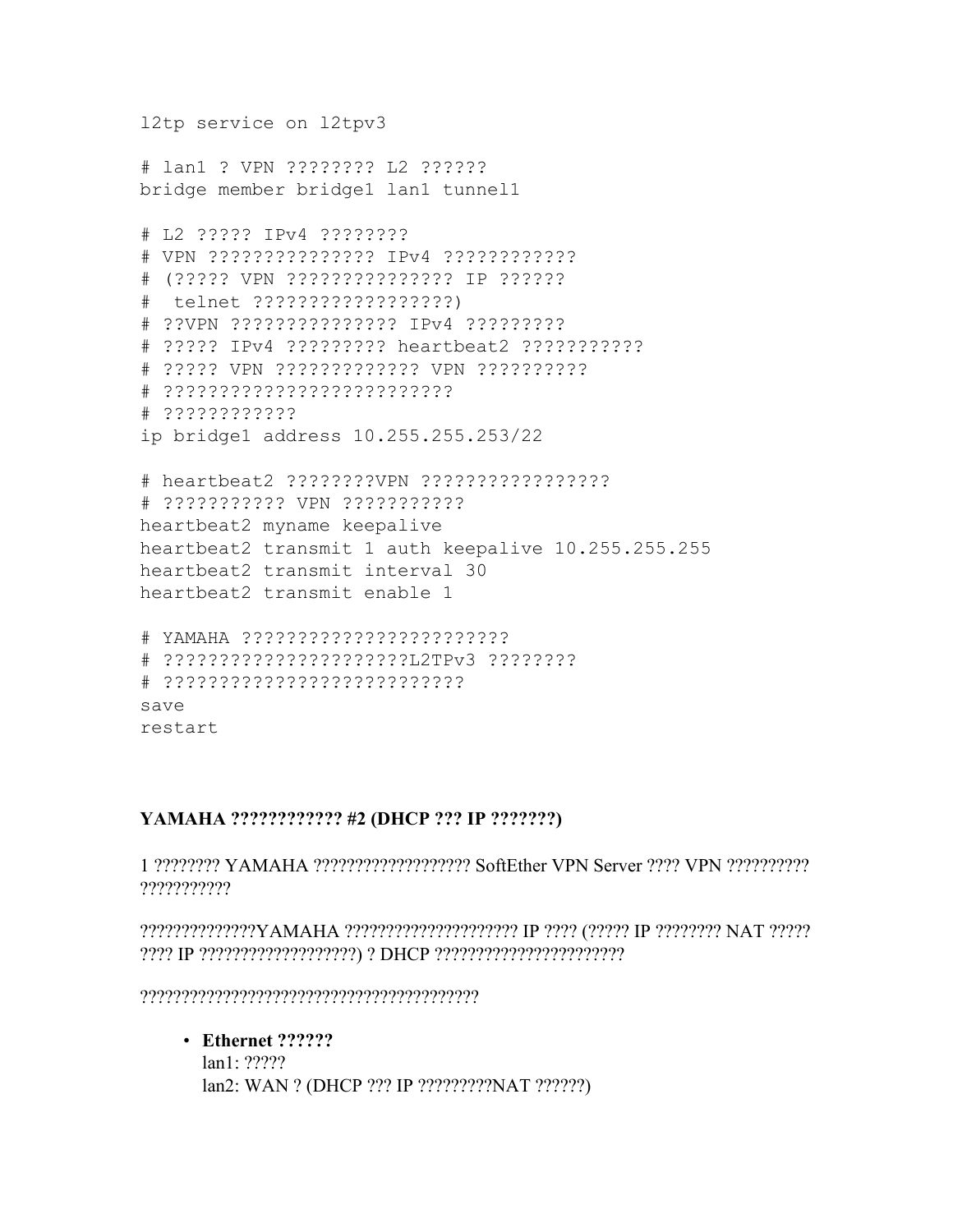```
l2tp service on l2tpv3

# lan1 ? VPN ???????? L2 ??????
bridge member bridge1 lan1 tunnel1

# L2 ????? IPv4 ????????
# VPN ??????????????? IPv4 ????????????
# (????? VPN ??????????????? IP ??????
#  telnet ??????????????????)
# ??VPN ??????????????? IPv4 ?????????
# ????? IPv4 ????????? heartbeat2 ???????????
# ????? VPN ????????????? VPN ??????????
# ??????????????????????????
# ????????????
ip bridge1 address 10.255.255.253/22

# heartbeat2 ????????VPN ?????????????????
# ??????????? VPN ???????????
heartbeat2 myname keepalive
heartbeat2 transmit 1 auth keepalive 10.255.255.255
heartbeat2 transmit interval 30
heartbeat2 transmit enable 1

# YAMAHA ?????????????????????????
# ??????????????????????L2TPv3 ????????
# ???????????????????????????
save
restart
```

### YAMAHA ???????????? #2 (DHCP ??? IP ???????)

1 ???????? YAMAHA ?????????????????? SoftEther VPN Server ???? VPN ?????????? ???????????

??????????????YAMAHA ????????????????????? IP ???? (????? IP ???????? NAT ????? ???? IP ??????????????????) ? DHCP ??????????????????????

????????????????????????????????????????

- **Ethernet ??????**
  lan1: ?????
  lan2: WAN ? (DHCP ??? IP ?????????NAT ??????)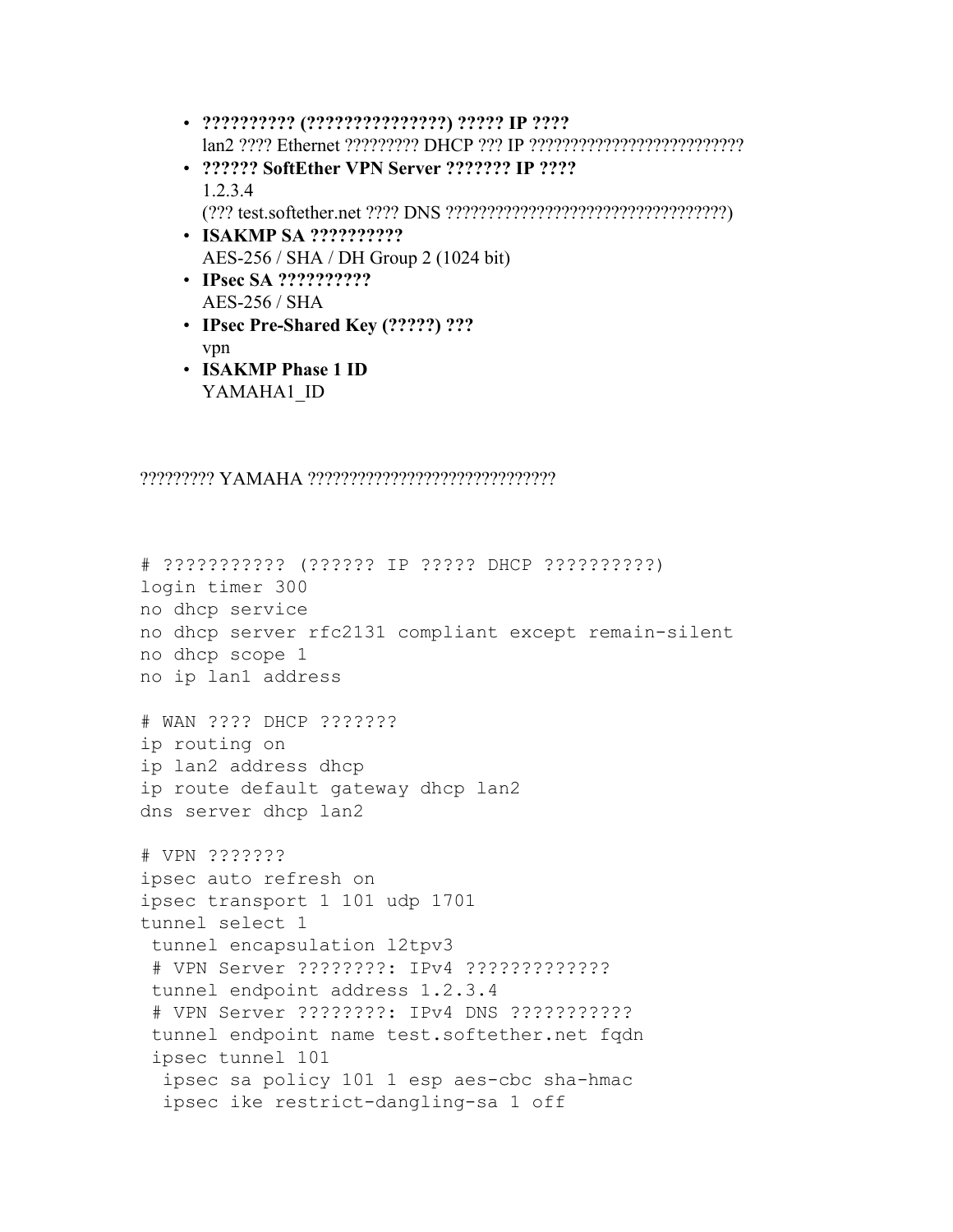- **?????????? (???????????????) ????? IP ????**
  lan2 ???? Ethernet ????????? DHCP ??? IP ?????????????????????????
- **?????? SoftEther VPN Server ??????? IP ????**
  1.2.3.4
  (??? test.softether.net ???? DNS ?????????????????????????????????)
- **ISAKMP SA ??????????**
  AES-256 / SHA / DH Group 2 (1024 bit)
- **IPsec SA ??????????**
  AES-256 / SHA
- **IPsec Pre-Shared Key (?????) ???**
  vpn
- **ISAKMP Phase 1 ID**
  YAMAHA1_ID

????????? YAMAHA ?????????????????????????????

```
# ??????????? (?????? IP ????? DHCP ??????????)
login timer 300
no dhcp service
no dhcp server rfc2131 compliant except remain-silent
no dhcp scope 1
no ip lan1 address

# WAN ???? DHCP ???????
ip routing on
ip lan2 address dhcp
ip route default gateway dhcp lan2
dns server dhcp lan2

# VPN ???????
ipsec auto refresh on
ipsec transport 1 101 udp 1701
tunnel select 1
 tunnel encapsulation l2tpv3
 # VPN Server ????????: IPv4 ?????????????
 tunnel endpoint address 1.2.3.4
 # VPN Server ????????: IPv4 DNS ???????????
 tunnel endpoint name test.softether.net fqdn
 ipsec tunnel 101
  ipsec sa policy 101 1 esp aes-cbc sha-hmac
  ipsec ike restrict-dangling-sa 1 off
```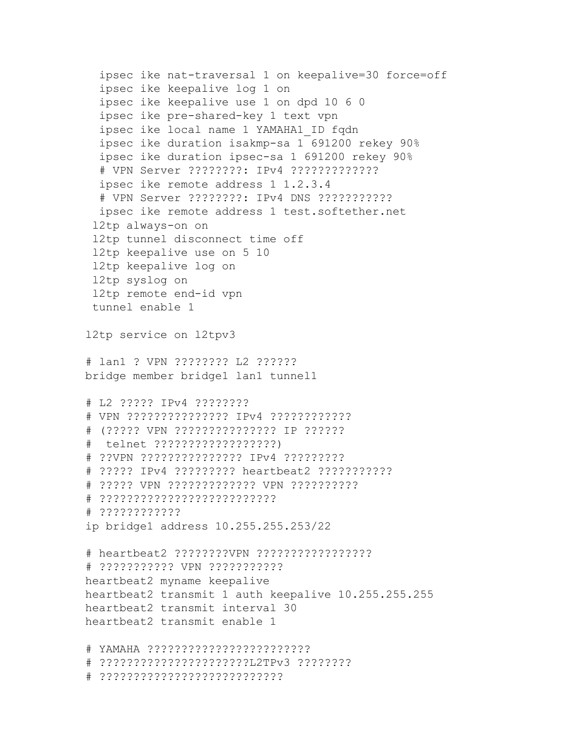```
  ipsec ike nat-traversal 1 on keepalive=30 force=off
  ipsec ike keepalive log 1 on
  ipsec ike keepalive use 1 on dpd 10 6 0
  ipsec ike pre-shared-key 1 text vpn
  ipsec ike local name 1 YAMAHA1_ID fqdn
  ipsec ike duration isakmp-sa 1 691200 rekey 90%
  ipsec ike duration ipsec-sa 1 691200 rekey 90%
  # VPN Server ????????: IPv4 ?????????????
  ipsec ike remote address 1 1.2.3.4
  # VPN Server ????????: IPv4 DNS ???????????
  ipsec ike remote address 1 test.softether.net
 l2tp always-on on
 l2tp tunnel disconnect time off
 l2tp keepalive use on 5 10
 l2tp keepalive log on
 l2tp syslog on
 l2tp remote end-id vpn
 tunnel enable 1

l2tp service on l2tpv3

# lan1 ? VPN ???????? L2 ??????
bridge member bridge1 lan1 tunnel1

# L2 ????? IPv4 ????????
# VPN ??????????????? IPv4 ????????????
# (????? VPN ??????????????? IP ??????
#  telnet ??????????????????)
# ??VPN ??????????????? IPv4 ?????????
# ????? IPv4 ????????? heartbeat2 ???????????
# ????? VPN ????????????? VPN ??????????
# ?????????????????????????
# ????????????
ip bridge1 address 10.255.255.253/22

# heartbeat2 ????????VPN ?????????????????
# ??????????? VPN ???????????
heartbeat2 myname keepalive
heartbeat2 transmit 1 auth keepalive 10.255.255.255
heartbeat2 transmit interval 30
heartbeat2 transmit enable 1

# YAMAHA ????????????????????????
# ?????????????????????L2TPv3 ????????
# ??????????????????????????
```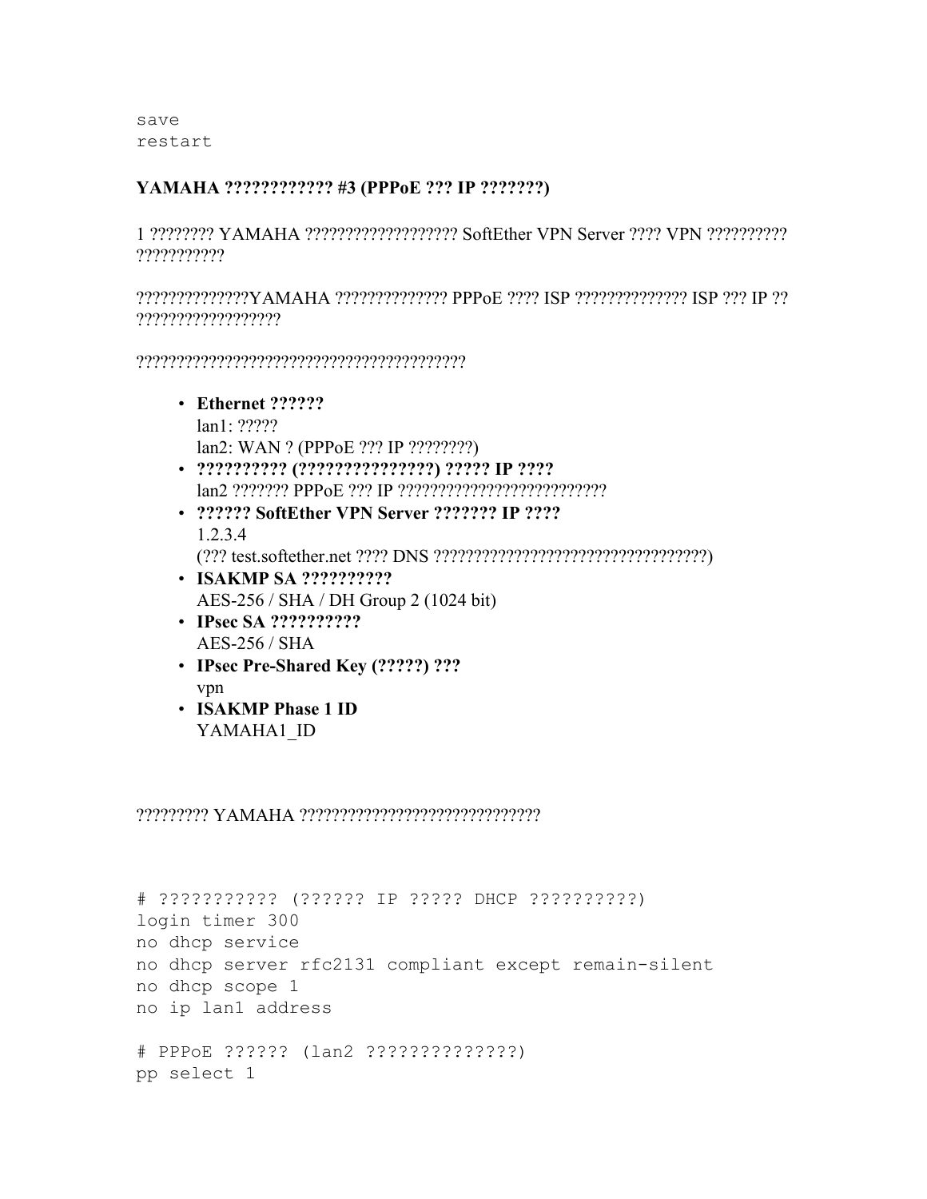```
save
restart
```

**YAMAHA ???????????? #3 (PPPoE ??? IP ???????)**

1 ???????? YAMAHA ??????????????????? SoftEther VPN Server ???? VPN ?????????? ???????????

??????????????YAMAHA ?????????????? PPPoE ???? ISP ?????????????? ISP ??? IP ?? ??????????????????

?????????????????????????????????????????

- **Ethernet ??????**
  lan1: ?????
  lan2: WAN ? (PPPoE ??? IP ????????)
- **?????????? (???????????????) ????? IP ????**
  lan2 ??????? PPPoE ??? IP ??????????????????????????
- **?????? SoftEther VPN Server ??????? IP ????**
  1.2.3.4
  (??? test.softether.net ???? DNS ??????????????????????????????????)
- **ISAKMP SA ??????????**
  AES-256 / SHA / DH Group 2 (1024 bit)
- **IPsec SA ??????????**
  AES-256 / SHA
- **IPsec Pre-Shared Key (?????) ???**
  vpn
- **ISAKMP Phase 1 ID**
  YAMAHA1_ID

????????? YAMAHA ??????????????????????????????

```
# ??????????? (?????? IP ????? DHCP ??????????)
login timer 300
no dhcp service
no dhcp server rfc2131 compliant except remain-silent
no dhcp scope 1
no ip lan1 address

# PPPoE ?????? (lan2 ??????????????)
pp select 1
```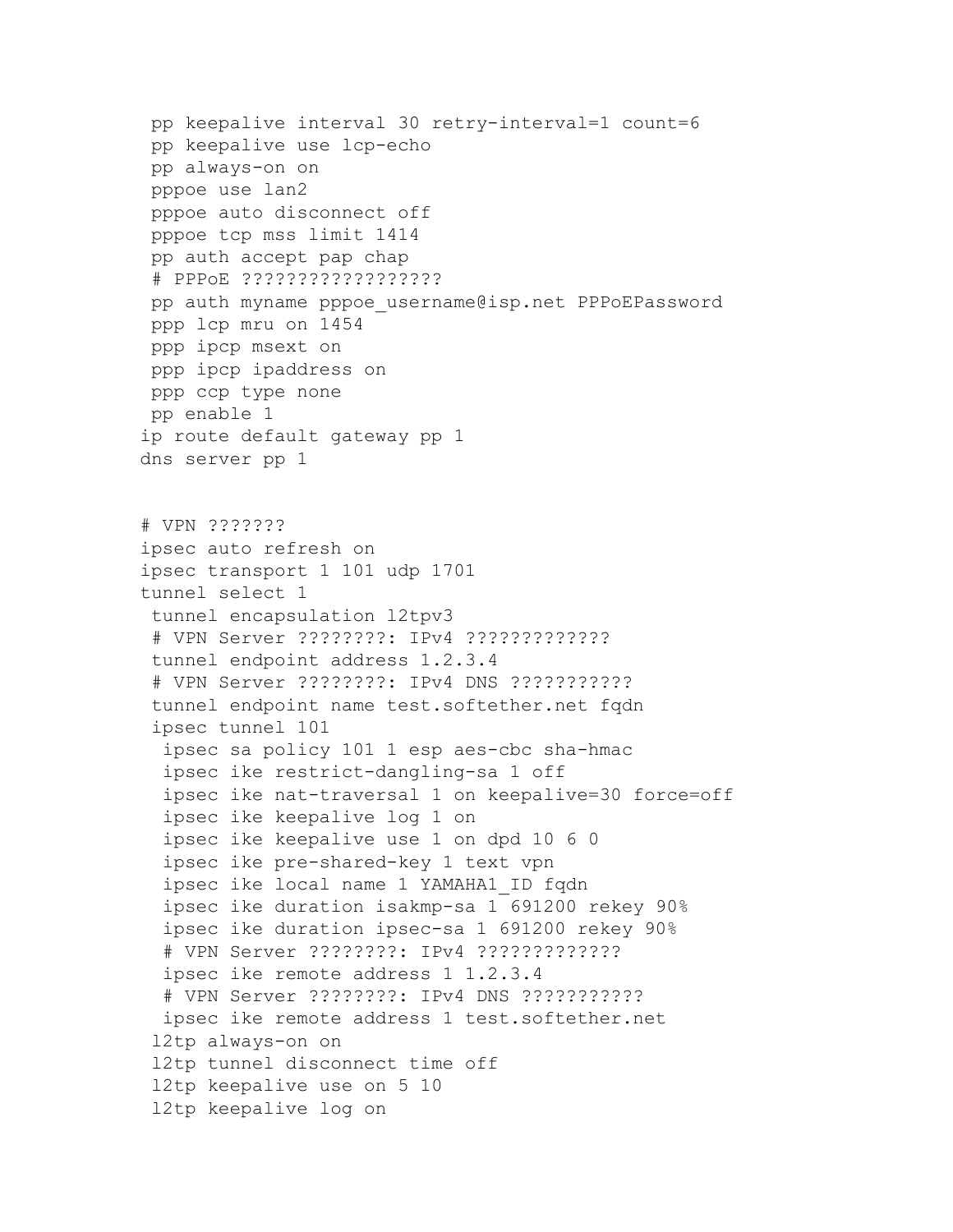```
 pp keepalive interval 30 retry-interval=1 count=6
 pp keepalive use lcp-echo
 pp always-on on
 pppoe use lan2
 pppoe auto disconnect off
 pppoe tcp mss limit 1414
 pp auth accept pap chap
 # PPPoE ??????????????????
 pp auth myname pppoe_username@isp.net PPPoEPassword
 ppp lcp mru on 1454
 ppp ipcp msext on
 ppp ipcp ipaddress on
 ppp ccp type none
 pp enable 1
ip route default gateway pp 1
dns server pp 1


# VPN ???????
ipsec auto refresh on
ipsec transport 1 101 udp 1701
tunnel select 1
 tunnel encapsulation l2tpv3
 # VPN Server ????????: IPv4 ?????????????
 tunnel endpoint address 1.2.3.4
 # VPN Server ????????: IPv4 DNS ???????????
 tunnel endpoint name test.softether.net fqdn
 ipsec tunnel 101
  ipsec sa policy 101 1 esp aes-cbc sha-hmac
  ipsec ike restrict-dangling-sa 1 off
  ipsec ike nat-traversal 1 on keepalive=30 force=off
  ipsec ike keepalive log 1 on
  ipsec ike keepalive use 1 on dpd 10 6 0
  ipsec ike pre-shared-key 1 text vpn
  ipsec ike local name 1 YAMAHA1_ID fqdn
  ipsec ike duration isakmp-sa 1 691200 rekey 90%
  ipsec ike duration ipsec-sa 1 691200 rekey 90%
  # VPN Server ????????: IPv4 ?????????????
  ipsec ike remote address 1 1.2.3.4
  # VPN Server ????????: IPv4 DNS ???????????
  ipsec ike remote address 1 test.softether.net
 l2tp always-on on
 l2tp tunnel disconnect time off
 l2tp keepalive use on 5 10
 l2tp keepalive log on
```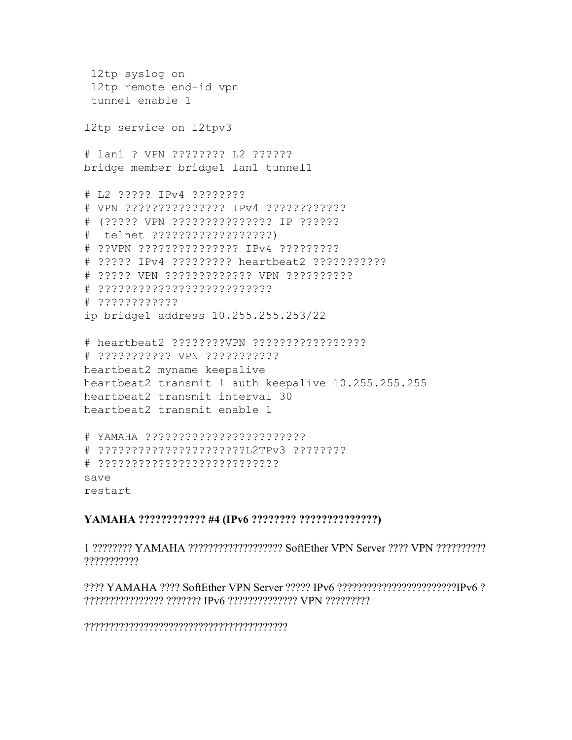```
 l2tp syslog on
 l2tp remote end-id vpn
 tunnel enable 1

l2tp service on l2tpv3

# lan1 ? VPN ???????? L2 ??????
bridge member bridge1 lan1 tunnel1

# L2 ????? IPv4 ????????
# VPN ??????????????? IPv4 ????????????
# (????? VPN ??????????????? IP ??????
#  telnet ??????????????????)
# ??VPN ??????????????? IPv4 ?????????
# ????? IPv4 ????????? heartbeat2 ???????????
# ????? VPN ????????????? VPN ??????????
# ?????????????????????????
# ????????????
ip bridge1 address 10.255.255.253/22

# heartbeat2 ????????VPN ?????????????????
# ??????????? VPN ???????????
heartbeat2 myname keepalive
heartbeat2 transmit 1 auth keepalive 10.255.255.255
heartbeat2 transmit interval 30
heartbeat2 transmit enable 1

# YAMAHA ????????????????????????
# ?????????????????????L2TPv3 ????????
# ???????????????????????????
save
restart
```

**YAMAHA ???????????? #4 (IPv6 ???????? ??????????????)**

1 ???????? YAMAHA ?????????????????? SoftEther VPN Server ???? VPN ?????????? ???????????

???? YAMAHA ???? SoftEther VPN Server ????? IPv6 ????????????????????????IPv6 ? ???????????????? ??????? IPv6 ?????????????? VPN ?????????

????????????????????????????????????????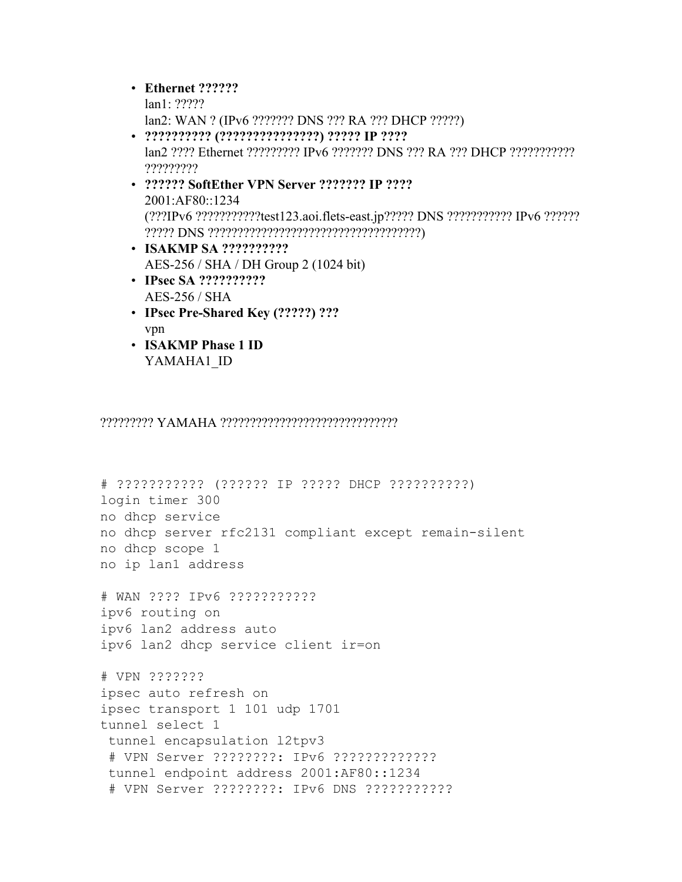- **Ethernet ??????**
  lan1: ?????
  lan2: WAN ? (IPv6 ??????? DNS ??? RA ??? DHCP ?????)
- **?????????? (???????????????) ????? IP ????**
  lan2 ???? Ethernet ????????? IPv6 ??????? DNS ??? RA ??? DHCP ???????????
  ?????????
- **?????? SoftEther VPN Server ??????? IP ????**
  2001:AF80::1234
  (???IPv6 ???????????test123.aoi.flets-east.jp????? DNS ??????????? IPv6 ??????
  ????? DNS ????????????????????????????????????)
- **ISAKMP SA ??????????**
  AES-256 / SHA / DH Group 2 (1024 bit)
- **IPsec SA ??????????**
  AES-256 / SHA
- **IPsec Pre-Shared Key (?????) ???**
  vpn
- **ISAKMP Phase 1 ID**
  YAMAHA1_ID

????????? YAMAHA ?????????????????????????????

```
# ??????????? (?????? IP ????? DHCP ??????????)
login timer 300
no dhcp service
no dhcp server rfc2131 compliant except remain-silent
no dhcp scope 1
no ip lan1 address

# WAN ???? IPv6 ???????????
ipv6 routing on
ipv6 lan2 address auto
ipv6 lan2 dhcp service client ir=on

# VPN ???????
ipsec auto refresh on
ipsec transport 1 101 udp 1701
tunnel select 1
 tunnel encapsulation l2tpv3
 # VPN Server ????????: IPv6 ?????????????
 tunnel endpoint address 2001:AF80::1234
 # VPN Server ????????: IPv6 DNS ???????????
```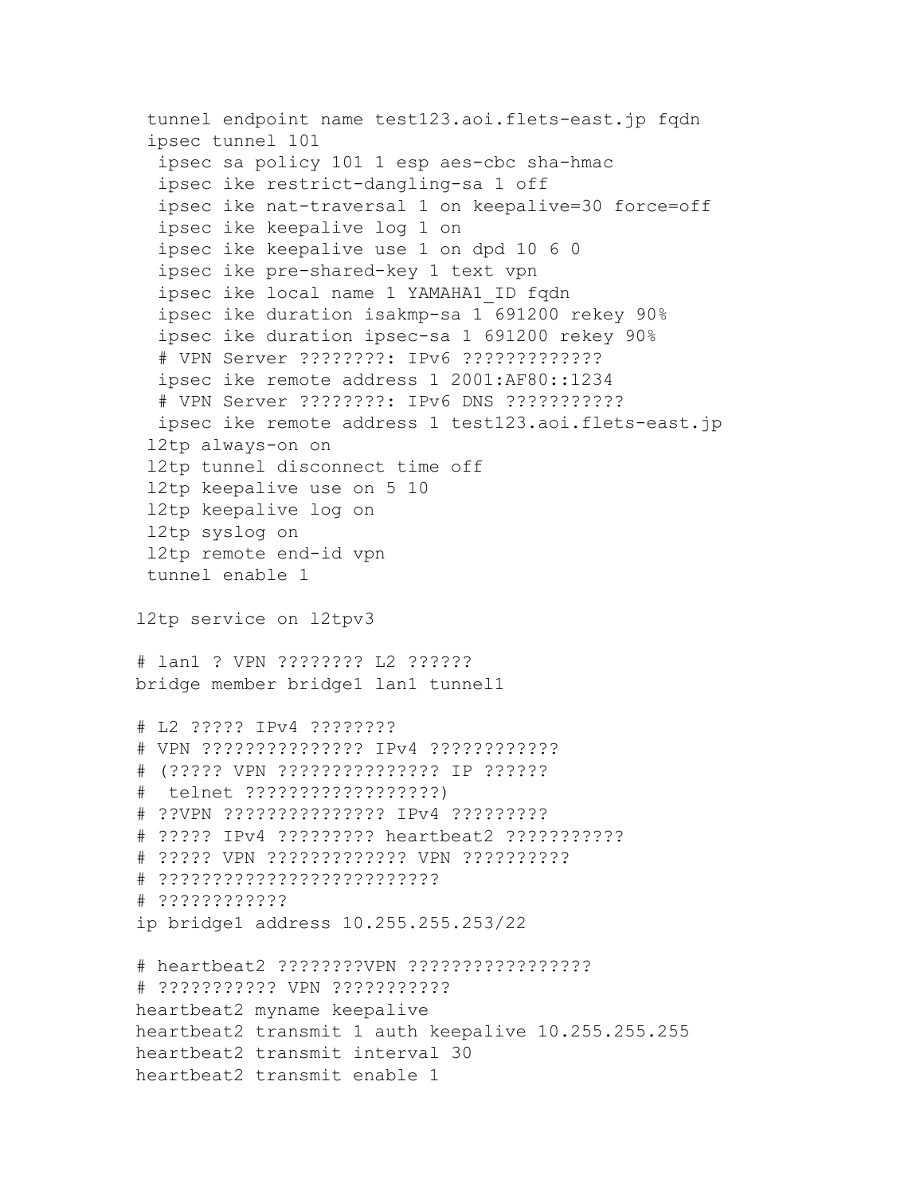```
 tunnel endpoint name test123.aoi.flets-east.jp fqdn
 ipsec tunnel 101
  ipsec sa policy 101 1 esp aes-cbc sha-hmac
  ipsec ike restrict-dangling-sa 1 off
  ipsec ike nat-traversal 1 on keepalive=30 force=off
  ipsec ike keepalive log 1 on
  ipsec ike keepalive use 1 on dpd 10 6 0
  ipsec ike pre-shared-key 1 text vpn
  ipsec ike local name 1 YAMAHA1_ID fqdn
  ipsec ike duration isakmp-sa 1 691200 rekey 90%
  ipsec ike duration ipsec-sa 1 691200 rekey 90%
  # VPN Server ????????: IPv6 ?????????????
  ipsec ike remote address 1 2001:AF80::1234
  # VPN Server ????????: IPv6 DNS ???????????
  ipsec ike remote address 1 test123.aoi.flets-east.jp
 l2tp always-on on
 l2tp tunnel disconnect time off
 l2tp keepalive use on 5 10
 l2tp keepalive log on
 l2tp syslog on
 l2tp remote end-id vpn
 tunnel enable 1

l2tp service on l2tpv3

# lan1 ? VPN ???????? L2 ??????
bridge member bridge1 lan1 tunnel1

# L2 ????? IPv4 ????????
# VPN ??????????????? IPv4 ????????????
# (????? VPN ??????????????? IP ??????
#  telnet ??????????????????)
# ??VPN ??????????????? IPv4 ?????????
# ????? IPv4 ????????? heartbeat2 ???????????
# ????? VPN ????????????? VPN ??????????
# ?????????????????????????
# ????????????
ip bridge1 address 10.255.255.253/22

# heartbeat2 ????????VPN ?????????????????
# ??????????? VPN ???????????
heartbeat2 myname keepalive
heartbeat2 transmit 1 auth keepalive 10.255.255.255
heartbeat2 transmit interval 30
heartbeat2 transmit enable 1
```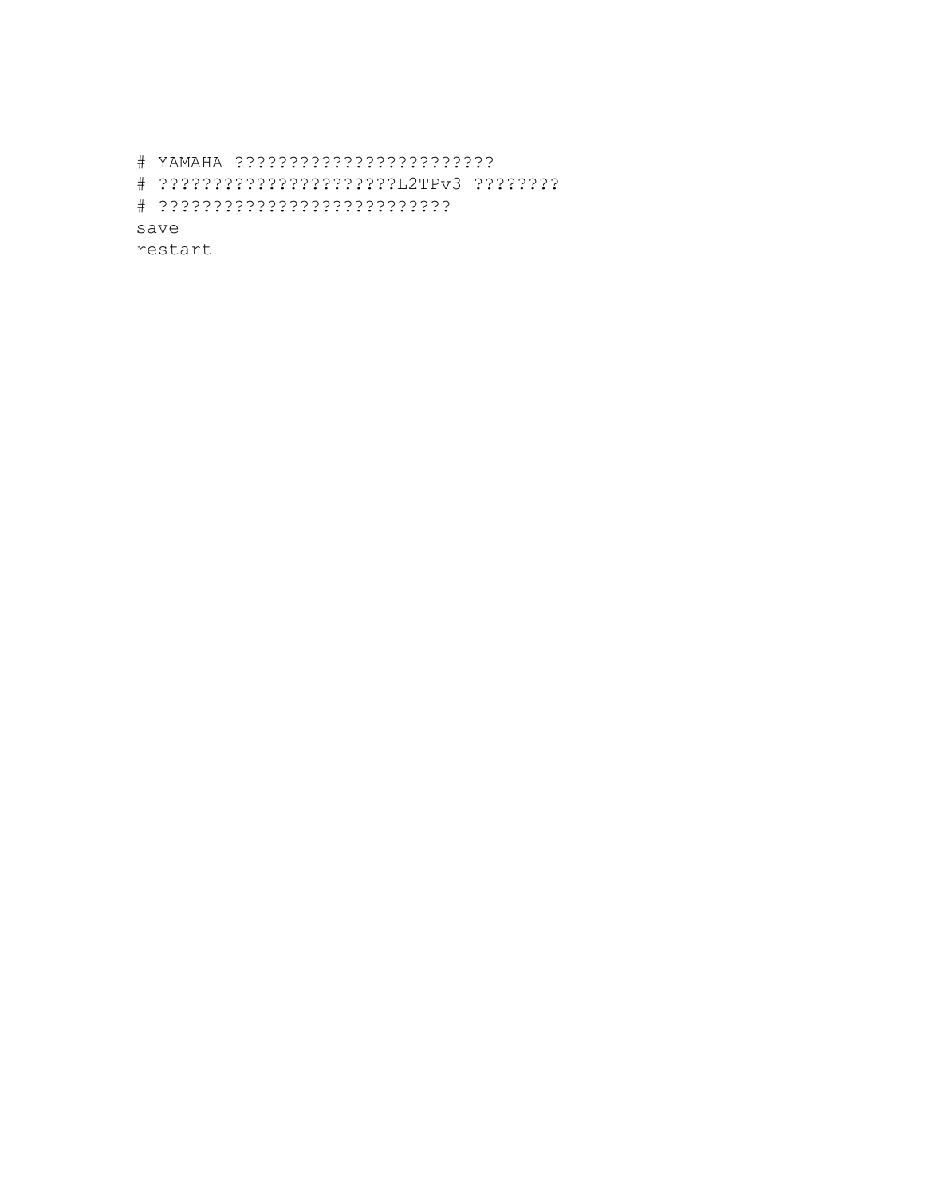```
# YAMAHA ????????????????????????
# ????????????????????L2TPv3 ????????
# ??????????????????????????
save
restart
```